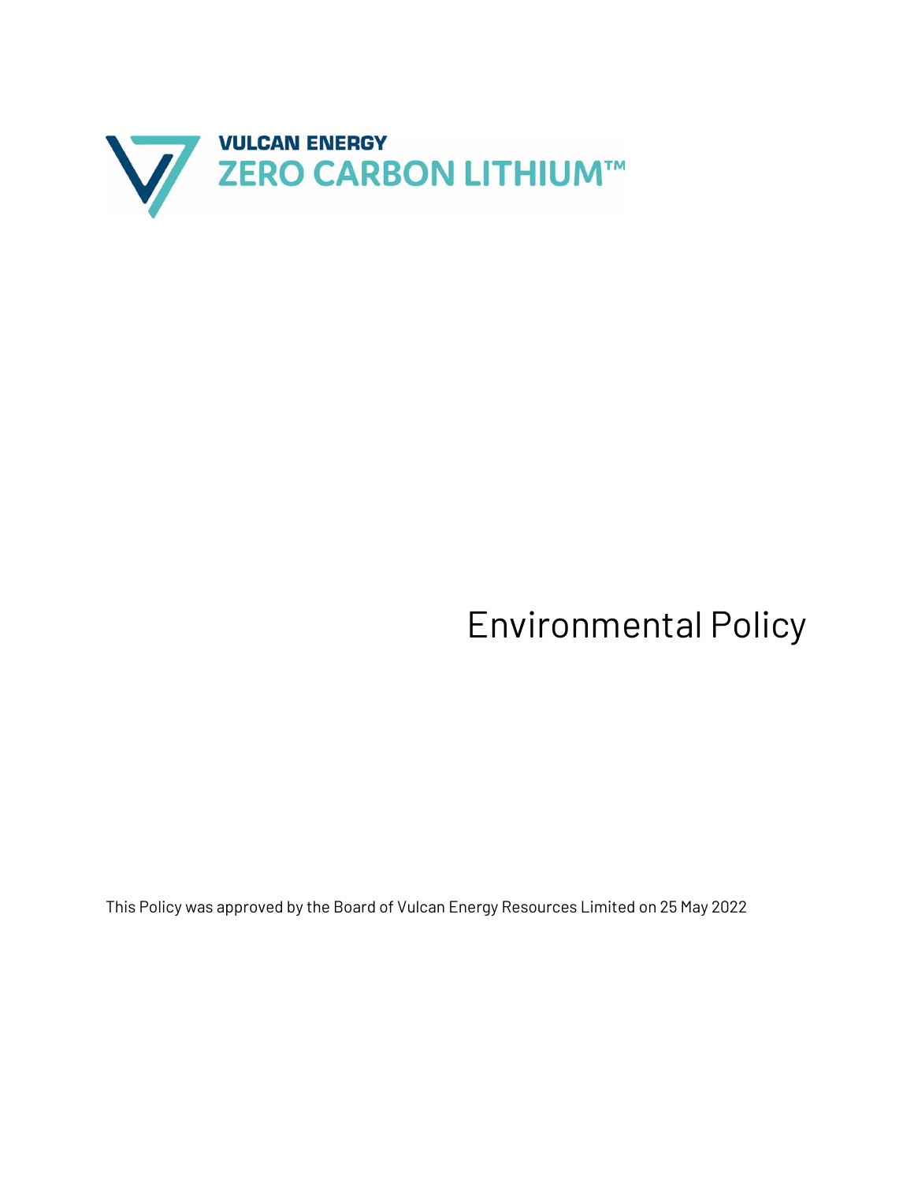VULCAN ENERGY
ZERO CARBON LITHIUM™

# Environmental Policy

This Policy was approved by the Board of Vulcan Energy Resources Limited on 25 May 2022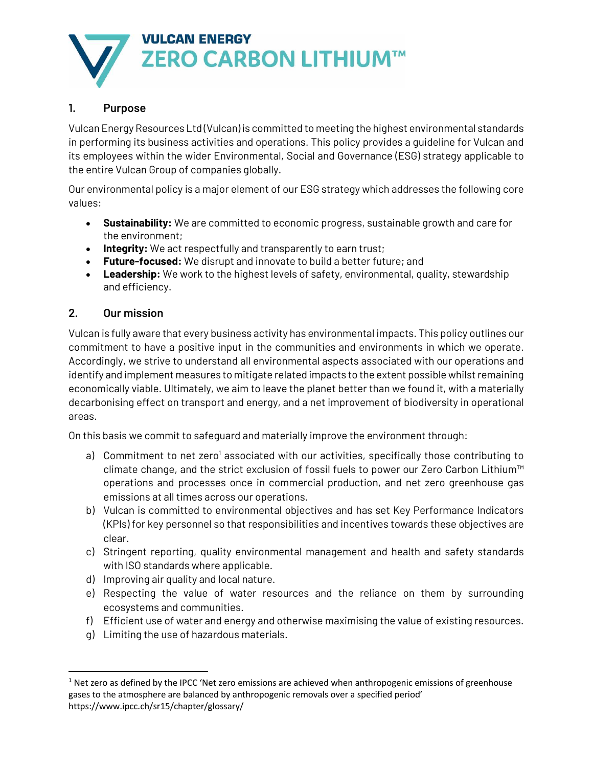VULCAN ENERGY
ZERO CARBON LITHIUM™

## 1. Purpose

Vulcan Energy Resources Ltd (Vulcan) is committed to meeting the highest environmental standards in performing its business activities and operations. This policy provides a guideline for Vulcan and its employees within the wider Environmental, Social and Governance (ESG) strategy applicable to the entire Vulcan Group of companies globally.

Our environmental policy is a major element of our ESG strategy which addresses the following core values:

- **Sustainability:** We are committed to economic progress, sustainable growth and care for the environment;
- **Integrity:** We act respectfully and transparently to earn trust;
- **Future-focused:** We disrupt and innovate to build a better future; and
- **Leadership:** We work to the highest levels of safety, environmental, quality, stewardship and efficiency.

## 2. Our mission

Vulcan is fully aware that every business activity has environmental impacts. This policy outlines our commitment to have a positive input in the communities and environments in which we operate. Accordingly, we strive to understand all environmental aspects associated with our operations and identify and implement measures to mitigate related impacts to the extent possible whilst remaining economically viable. Ultimately, we aim to leave the planet better than we found it, with a materially decarbonising effect on transport and energy, and a net improvement of biodiversity in operational areas.

On this basis we commit to safeguard and materially improve the environment through:

a) Commitment to net zero[1] associated with our activities, specifically those contributing to climate change, and the strict exclusion of fossil fuels to power our Zero Carbon Lithium™ operations and processes once in commercial production, and net zero greenhouse gas emissions at all times across our operations.

b) Vulcan is committed to environmental objectives and has set Key Performance Indicators (KPIs) for key personnel so that responsibilities and incentives towards these objectives are clear.

c) Stringent reporting, quality environmental management and health and safety standards with ISO standards where applicable.

d) Improving air quality and local nature.

e) Respecting the value of water resources and the reliance on them by surrounding ecosystems and communities.

f) Efficient use of water and energy and otherwise maximising the value of existing resources.

g) Limiting the use of hazardous materials.

---

[1] Net zero as defined by the IPCC 'Net zero emissions are achieved when anthropogenic emissions of greenhouse gases to the atmosphere are balanced by anthropogenic removals over a specified period' https://www.ipcc.ch/sr15/chapter/glossary/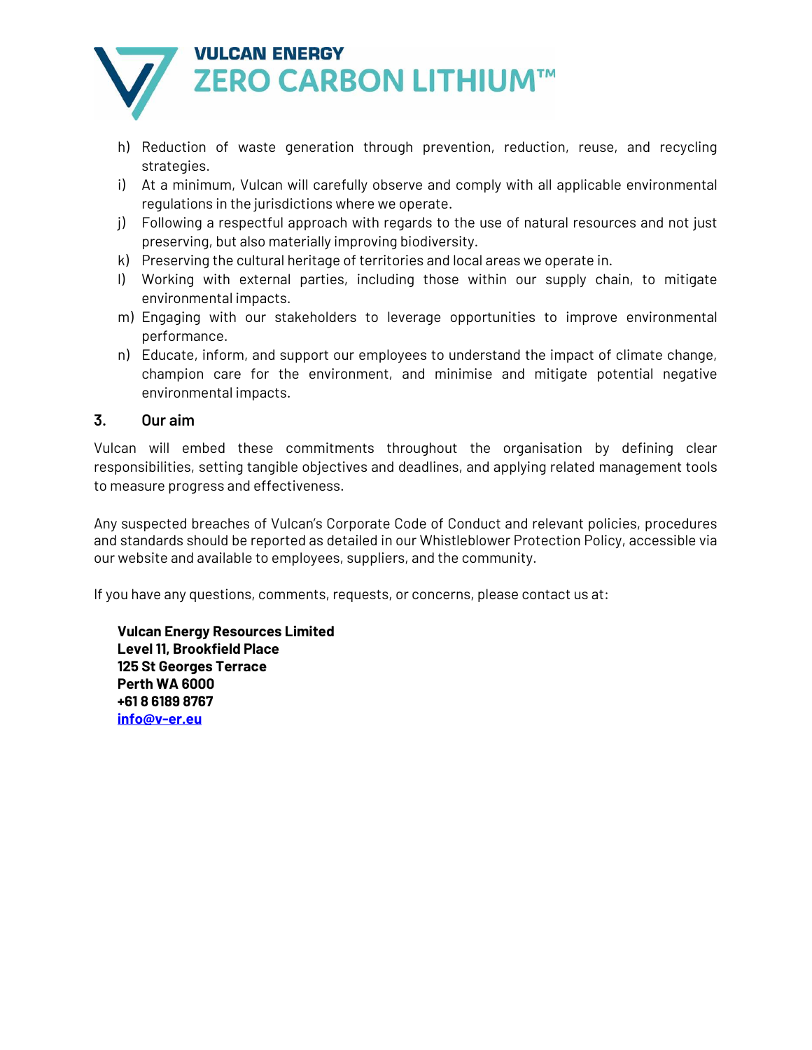h) Reduction of waste generation through prevention, reduction, reuse, and recycling strategies.
i) At a minimum, Vulcan will carefully observe and comply with all applicable environmental regulations in the jurisdictions where we operate.
j) Following a respectful approach with regards to the use of natural resources and not just preserving, but also materially improving biodiversity.
k) Preserving the cultural heritage of territories and local areas we operate in.
l) Working with external parties, including those within our supply chain, to mitigate environmental impacts.
m) Engaging with our stakeholders to leverage opportunities to improve environmental performance.
n) Educate, inform, and support our employees to understand the impact of climate change, champion care for the environment, and minimise and mitigate potential negative environmental impacts.

## 3. Our aim

Vulcan will embed these commitments throughout the organisation by defining clear responsibilities, setting tangible objectives and deadlines, and applying related management tools to measure progress and effectiveness.

Any suspected breaches of Vulcan's Corporate Code of Conduct and relevant policies, procedures and standards should be reported as detailed in our Whistleblower Protection Policy, accessible via our website and available to employees, suppliers, and the community.

If you have any questions, comments, requests, or concerns, please contact us at:

**Vulcan Energy Resources Limited**
**Level 11, Brookfield Place**
**125 St Georges Terrace**
**Perth WA 6000**
**+61 8 6189 8767**
**info@v-er.eu**